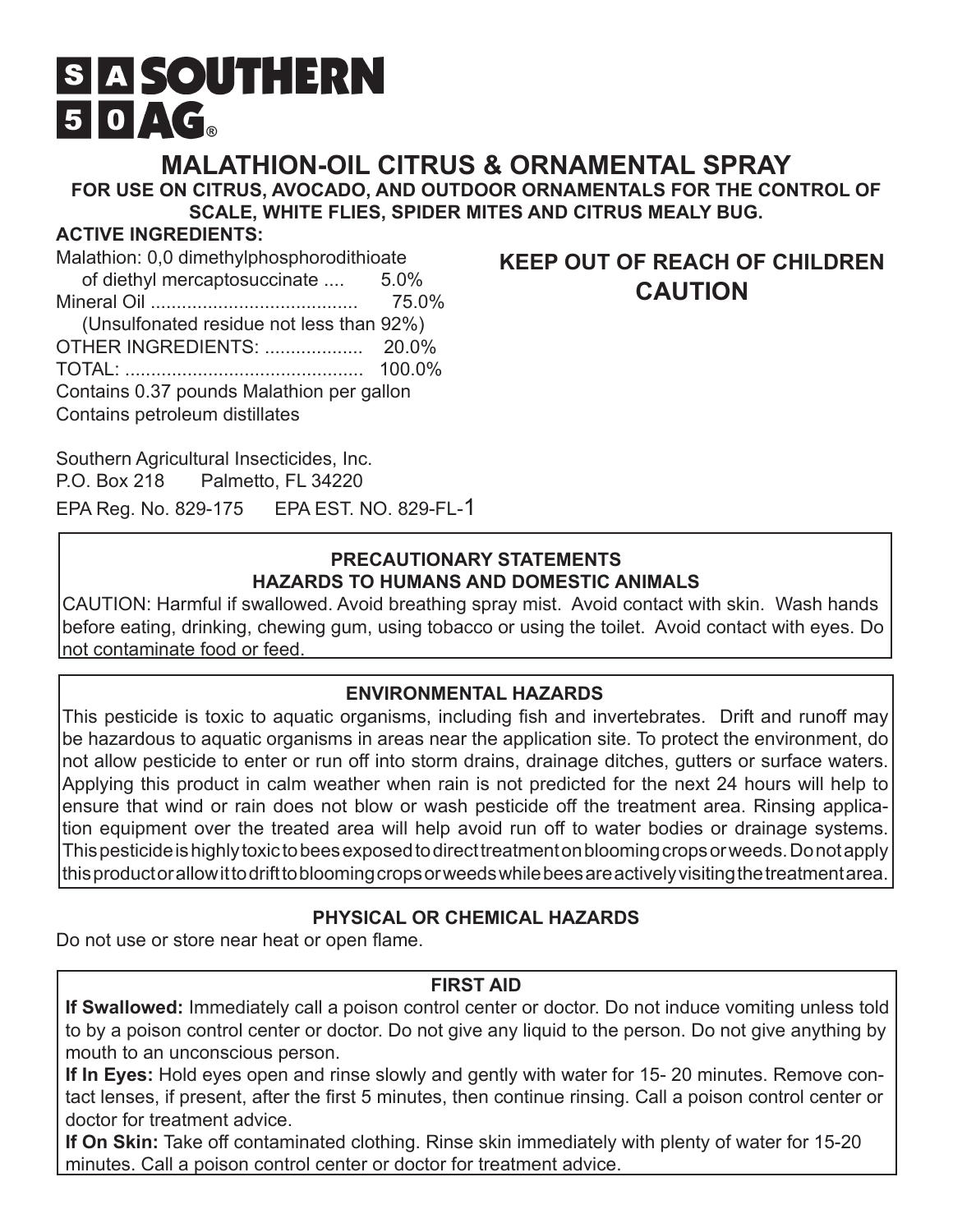# SA 50 SOUTHERN AG®

## MALATHION-OIL CITRUS & ORNAMENTAL SPRAY

**FOR USE ON CITRUS, AVOCADO, AND OUTDOOR ORNAMENTALS FOR THE CONTROL OF SCALE, WHITE FLIES, SPIDER MITES AND CITRUS MEALY BUG.**

**ACTIVE INGREDIENTS:**

Malathion: 0,0 dimethylphosphorodithioate of diethyl mercaptosuccinate .... 5.0%
Mineral Oil ........................................ 75.0%
(Unsulfonated residue not less than 92%)
OTHER INGREDIENTS: ................... 20.0%
TOTAL: .............................................. 100.0%
Contains 0.37 pounds Malathion per gallon
Contains petroleum distillates

**KEEP OUT OF REACH OF CHILDREN**
**CAUTION**

Southern Agricultural Insecticides, Inc.
P.O. Box 218 Palmetto, FL 34220
EPA Reg. No. 829-175 EPA EST. NO. 829-FL-1

### PRECAUTIONARY STATEMENTS
### HAZARDS TO HUMANS AND DOMESTIC ANIMALS

CAUTION: Harmful if swallowed. Avoid breathing spray mist. Avoid contact with skin. Wash hands before eating, drinking, chewing gum, using tobacco or using the toilet. Avoid contact with eyes. Do not contaminate food or feed.

### ENVIRONMENTAL HAZARDS

This pesticide is toxic to aquatic organisms, including fish and invertebrates. Drift and runoff may be hazardous to aquatic organisms in areas near the application site. To protect the environment, do not allow pesticide to enter or run off into storm drains, drainage ditches, gutters or surface waters. Applying this product in calm weather when rain is not predicted for the next 24 hours will help to ensure that wind or rain does not blow or wash pesticide off the treatment area. Rinsing application equipment over the treated area will help avoid run off to water bodies or drainage systems. This pesticide is highly toxic to bees exposed to direct treatment on blooming crops or weeds. Do not apply this product or allow it to drift to blooming crops or weeds while bees are actively visiting the treatment area.

### PHYSICAL OR CHEMICAL HAZARDS

Do not use or store near heat or open flame.

### FIRST AID

**If Swallowed:** Immediately call a poison control center or doctor. Do not induce vomiting unless told to by a poison control center or doctor. Do not give any liquid to the person. Do not give anything by mouth to an unconscious person.

**If In Eyes:** Hold eyes open and rinse slowly and gently with water for 15- 20 minutes. Remove contact lenses, if present, after the first 5 minutes, then continue rinsing. Call a poison control center or doctor for treatment advice.

**If On Skin:** Take off contaminated clothing. Rinse skin immediately with plenty of water for 15-20 minutes. Call a poison control center or doctor for treatment advice.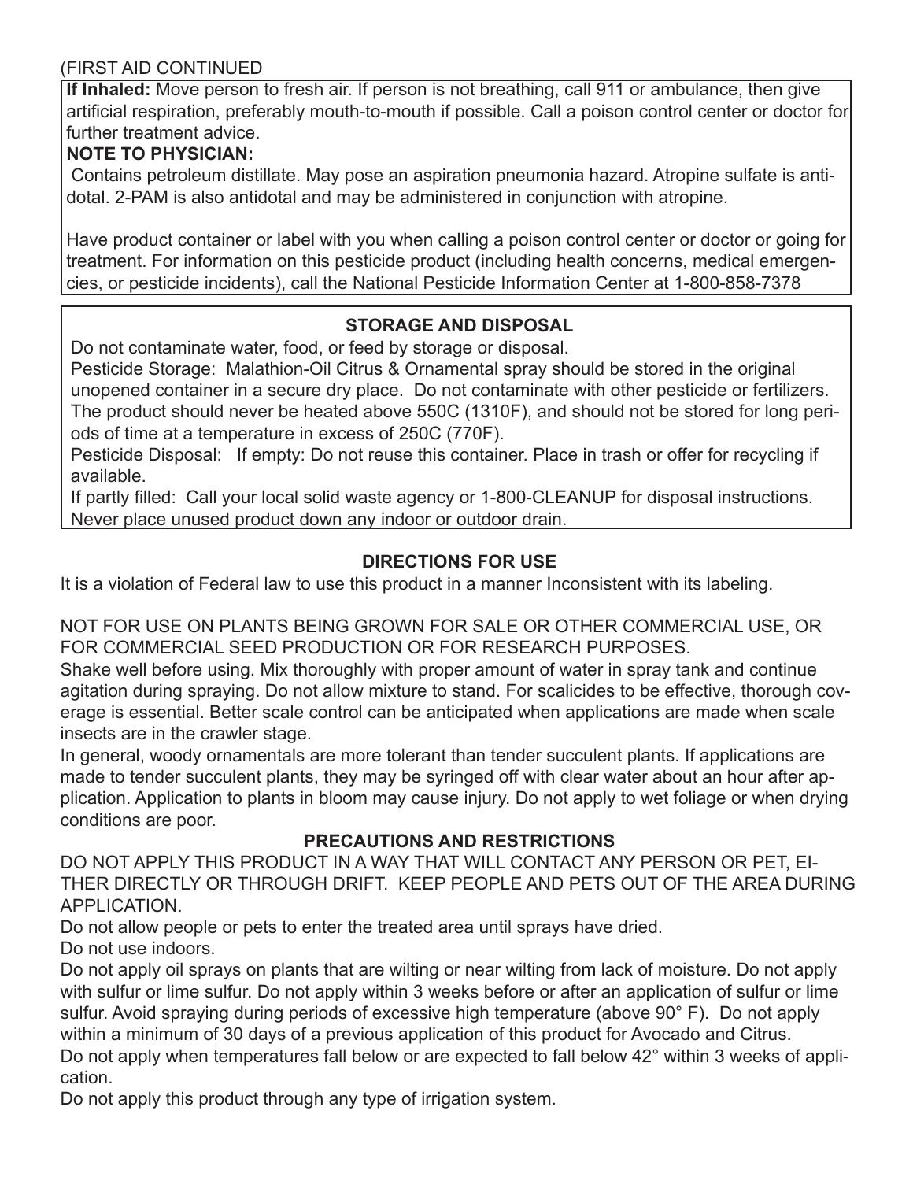(FIRST AID CONTINUED

**If Inhaled:** Move person to fresh air. If person is not breathing, call 911 or ambulance, then give artificial respiration, preferably mouth-to-mouth if possible. Call a poison control center or doctor for further treatment advice.

**NOTE TO PHYSICIAN:**

Contains petroleum distillate. May pose an aspiration pneumonia hazard. Atropine sulfate is antidotal. 2-PAM is also antidotal and may be administered in conjunction with atropine.

Have product container or label with you when calling a poison control center or doctor or going for treatment. For information on this pesticide product (including health concerns, medical emergencies, or pesticide incidents), call the National Pesticide Information Center at 1-800-858-7378

## STORAGE AND DISPOSAL

Do not contaminate water, food, or feed by storage or disposal.

Pesticide Storage: Malathion-Oil Citrus & Ornamental spray should be stored in the original unopened container in a secure dry place. Do not contaminate with other pesticide or fertilizers. The product should never be heated above 550C (1310F), and should not be stored for long periods of time at a temperature in excess of 250C (770F).

Pesticide Disposal: If empty: Do not reuse this container. Place in trash or offer for recycling if available.

If partly filled: Call your local solid waste agency or 1-800-CLEANUP for disposal instructions. Never place unused product down any indoor or outdoor drain.

## DIRECTIONS FOR USE

It is a violation of Federal law to use this product in a manner Inconsistent with its labeling.

NOT FOR USE ON PLANTS BEING GROWN FOR SALE OR OTHER COMMERCIAL USE, OR FOR COMMERCIAL SEED PRODUCTION OR FOR RESEARCH PURPOSES.

Shake well before using. Mix thoroughly with proper amount of water in spray tank and continue agitation during spraying. Do not allow mixture to stand. For scalicides to be effective, thorough coverage is essential. Better scale control can be anticipated when applications are made when scale insects are in the crawler stage.

In general, woody ornamentals are more tolerant than tender succulent plants. If applications are made to tender succulent plants, they may be syringed off with clear water about an hour after application. Application to plants in bloom may cause injury. Do not apply to wet foliage or when drying conditions are poor.

## PRECAUTIONS AND RESTRICTIONS

DO NOT APPLY THIS PRODUCT IN A WAY THAT WILL CONTACT ANY PERSON OR PET, EITHER DIRECTLY OR THROUGH DRIFT. KEEP PEOPLE AND PETS OUT OF THE AREA DURING APPLICATION.

Do not allow people or pets to enter the treated area until sprays have dried.

Do not use indoors.

Do not apply oil sprays on plants that are wilting or near wilting from lack of moisture. Do not apply with sulfur or lime sulfur. Do not apply within 3 weeks before or after an application of sulfur or lime sulfur. Avoid spraying during periods of excessive high temperature (above 90° F). Do not apply within a minimum of 30 days of a previous application of this product for Avocado and Citrus.

Do not apply when temperatures fall below or are expected to fall below 42° within 3 weeks of application.

Do not apply this product through any type of irrigation system.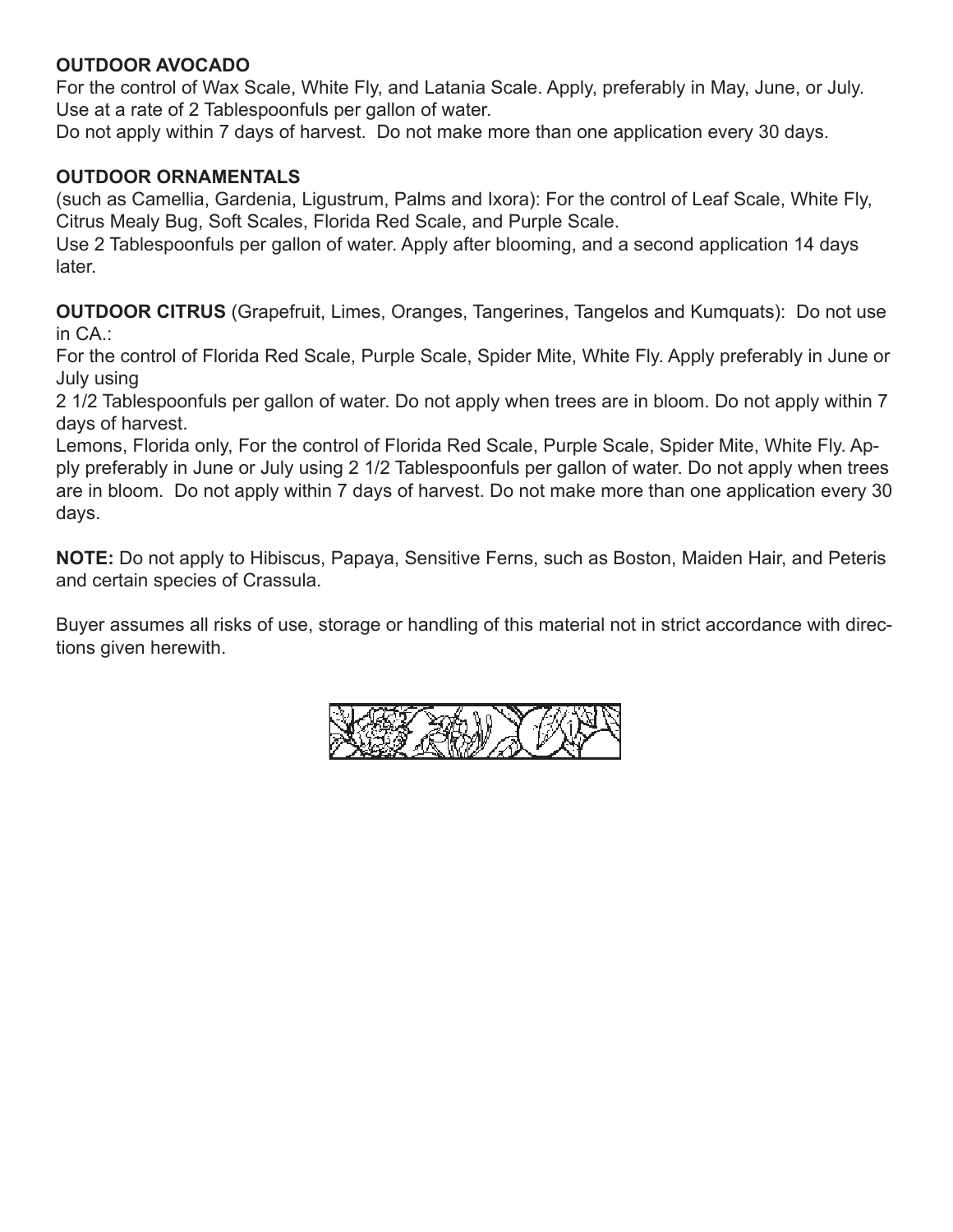**OUTDOOR AVOCADO**

For the control of Wax Scale, White Fly, and Latania Scale. Apply, preferably in May, June, or July. Use at a rate of 2 Tablespoonfuls per gallon of water.

Do not apply within 7 days of harvest. Do not make more than one application every 30 days.

**OUTDOOR ORNAMENTALS**

(such as Camellia, Gardenia, Ligustrum, Palms and Ixora): For the control of Leaf Scale, White Fly, Citrus Mealy Bug, Soft Scales, Florida Red Scale, and Purple Scale.

Use 2 Tablespoonfuls per gallon of water. Apply after blooming, and a second application 14 days later.

**OUTDOOR CITRUS** (Grapefruit, Limes, Oranges, Tangerines, Tangelos and Kumquats): Do not use in CA.:

For the control of Florida Red Scale, Purple Scale, Spider Mite, White Fly. Apply preferably in June or July using

2 1/2 Tablespoonfuls per gallon of water. Do not apply when trees are in bloom. Do not apply within 7 days of harvest.

Lemons, Florida only, For the control of Florida Red Scale, Purple Scale, Spider Mite, White Fly. Apply preferably in June or July using 2 1/2 Tablespoonfuls per gallon of water. Do not apply when trees are in bloom. Do not apply within 7 days of harvest. Do not make more than one application every 30 days.

**NOTE:** Do not apply to Hibiscus, Papaya, Sensitive Ferns, such as Boston, Maiden Hair, and Peteris and certain species of Crassula.

Buyer assumes all risks of use, storage or handling of this material not in strict accordance with directions given herewith.